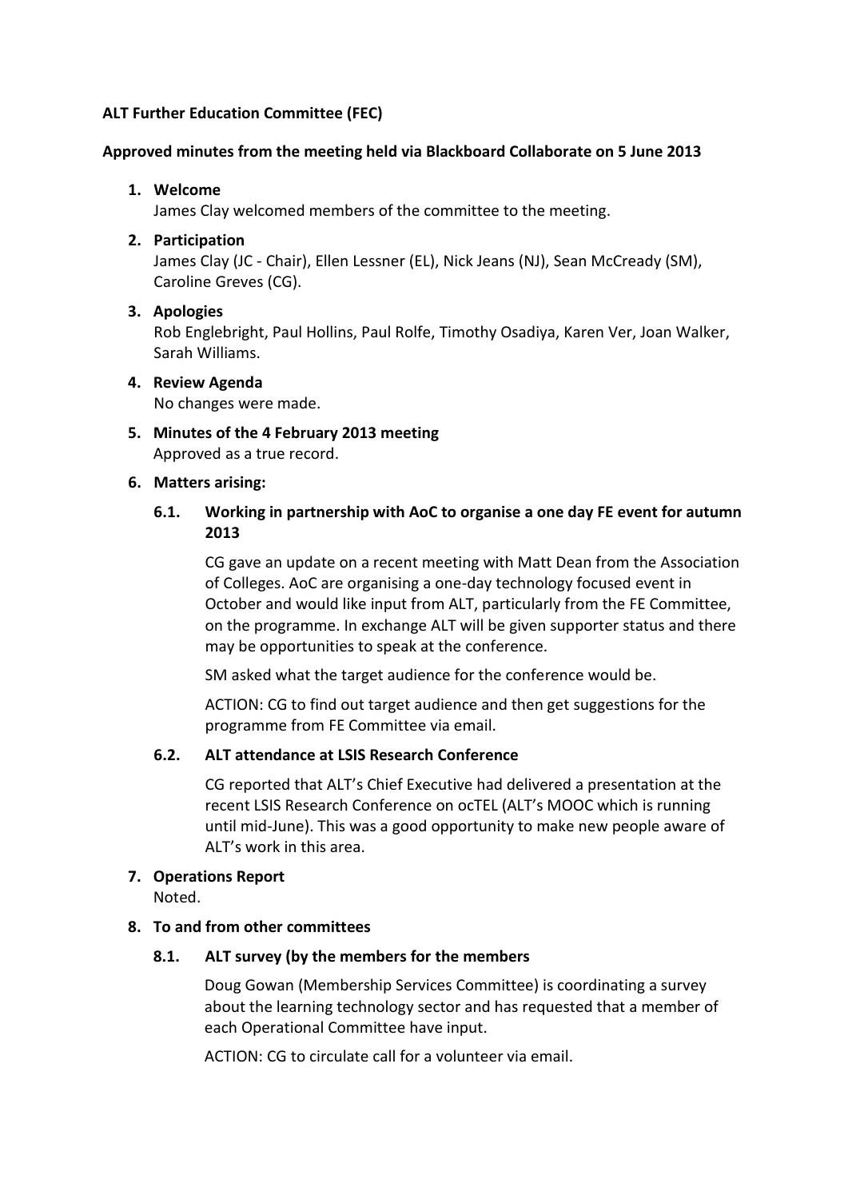**ALT Further Education Committee (FEC)**

**Approved minutes from the meeting held via Blackboard Collaborate on 5 June 2013**

1. **Welcome**
   James Clay welcomed members of the committee to the meeting.

2. **Participation**
   James Clay (JC - Chair), Ellen Lessner (EL), Nick Jeans (NJ), Sean McCready (SM), Caroline Greves (CG).

3. **Apologies**
   Rob Englebright, Paul Hollins, Paul Rolfe, Timothy Osadiya, Karen Ver, Joan Walker, Sarah Williams.

4. **Review Agenda**
   No changes were made.

5. **Minutes of the 4 February 2013 meeting**
   Approved as a true record.

6. **Matters arising:**

   **6.1. Working in partnership with AoC to organise a one day FE event for autumn 2013**

   CG gave an update on a recent meeting with Matt Dean from the Association of Colleges. AoC are organising a one-day technology focused event in October and would like input from ALT, particularly from the FE Committee, on the programme. In exchange ALT will be given supporter status and there may be opportunities to speak at the conference.

   SM asked what the target audience for the conference would be.

   ACTION: CG to find out target audience and then get suggestions for the programme from FE Committee via email.

   **6.2. ALT attendance at LSIS Research Conference**

   CG reported that ALT's Chief Executive had delivered a presentation at the recent LSIS Research Conference on ocTEL (ALT's MOOC which is running until mid-June). This was a good opportunity to make new people aware of ALT's work in this area.

7. **Operations Report**
   Noted.

8. **To and from other committees**

   **8.1. ALT survey (by the members for the members**

   Doug Gowan (Membership Services Committee) is coordinating a survey about the learning technology sector and has requested that a member of each Operational Committee have input.

   ACTION: CG to circulate call for a volunteer via email.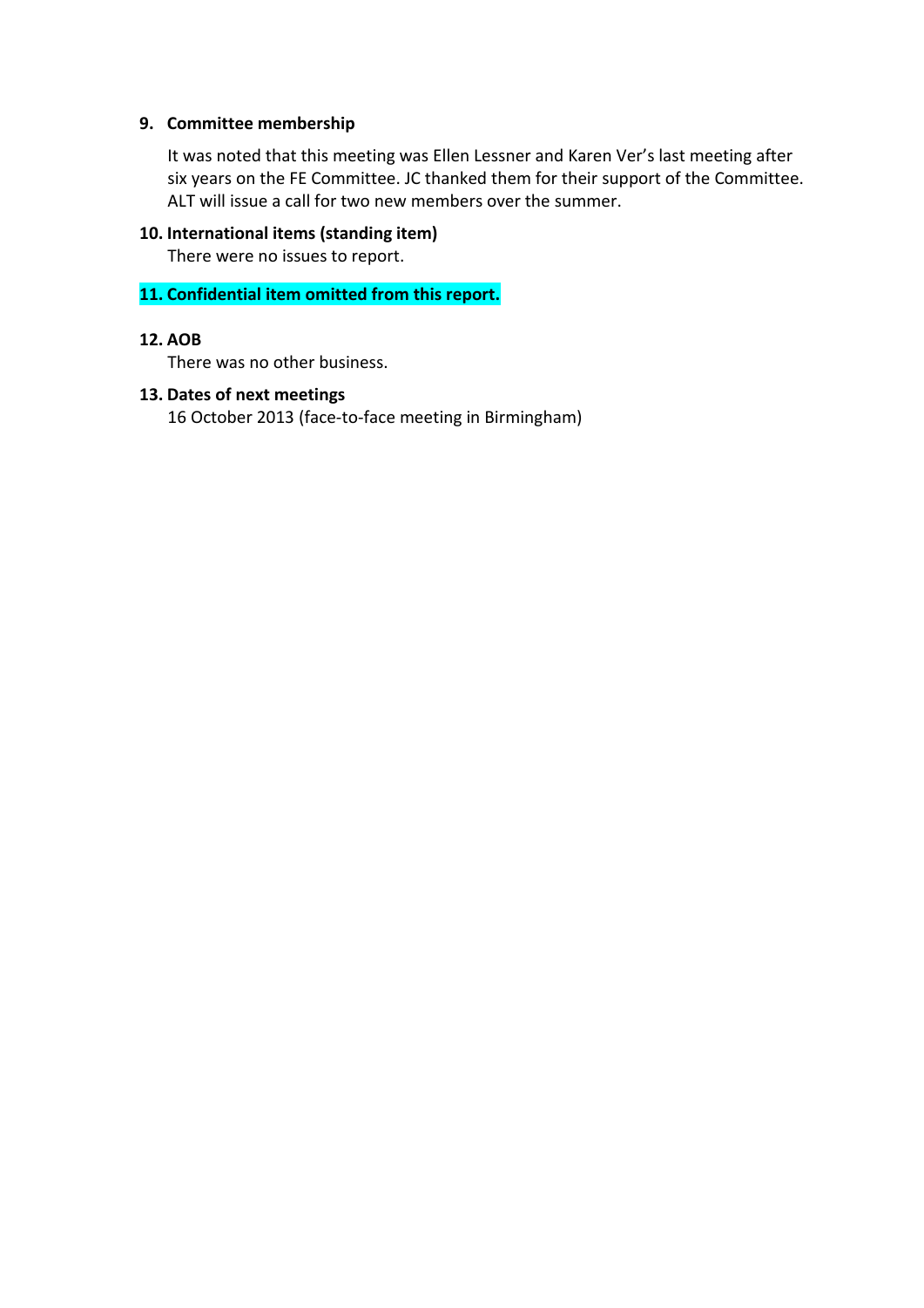9. **Committee membership**

   It was noted that this meeting was Ellen Lessner and Karen Ver's last meeting after six years on the FE Committee. JC thanked them for their support of the Committee. ALT will issue a call for two new members over the summer.

10. **International items (standing item)**

    There were no issues to report.

11. **Confidential item omitted from this report.**

12. **AOB**

    There was no other business.

13. **Dates of next meetings**

    16 October 2013 (face-to-face meeting in Birmingham)